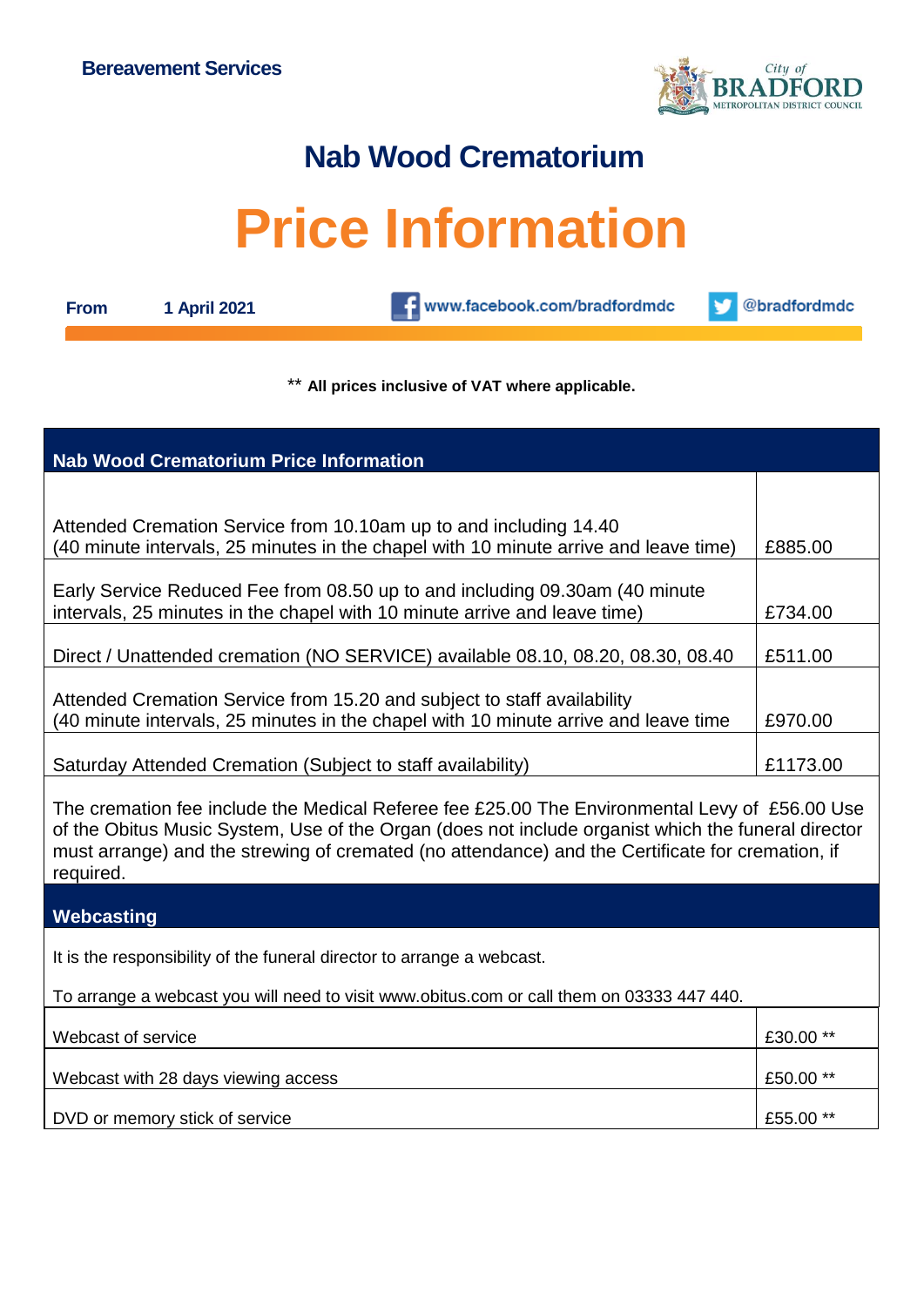**Bereavement Services**

# Nab Wood Crematorium

# Price Information

**From** **1 April 2021** www.facebook.com/bradfordmdc @bradfordmdc

** **All prices inclusive of VAT where applicable.**

| Nab Wood Crematorium Price Information | |
|---|---|
| Attended Cremation Service from 10.10am up to and including 14.40 (40 minute intervals, 25 minutes in the chapel with 10 minute arrive and leave time) | £885.00 |
| Early Service Reduced Fee from 08.50 up to and including 09.30am (40 minute intervals, 25 minutes in the chapel with 10 minute arrive and leave time) | £734.00 |
| Direct / Unattended cremation (NO SERVICE) available 08.10, 08.20, 08.30, 08.40 | £511.00 |
| Attended Cremation Service from 15.20 and subject to staff availability (40 minute intervals, 25 minutes in the chapel with 10 minute arrive and leave time | £970.00 |
| Saturday Attended Cremation (Subject to staff availability) | £1173.00 |

The cremation fee include the Medical Referee fee £25.00 The Environmental Levy of £56.00 Use of the Obitus Music System, Use of the Organ (does not include organist which the funeral director must arrange) and the strewing of cremated (no attendance) and the Certificate for cremation, if required.

## Webcasting

It is the responsibility of the funeral director to arrange a webcast.

To arrange a webcast you will need to visit www.obitus.com or call them on 03333 447 440.

| Service | Price |
|---|---|
| Webcast of service | £30.00 ** |
| Webcast with 28 days viewing access | £50.00 ** |
| DVD or memory stick of service | £55.00 ** |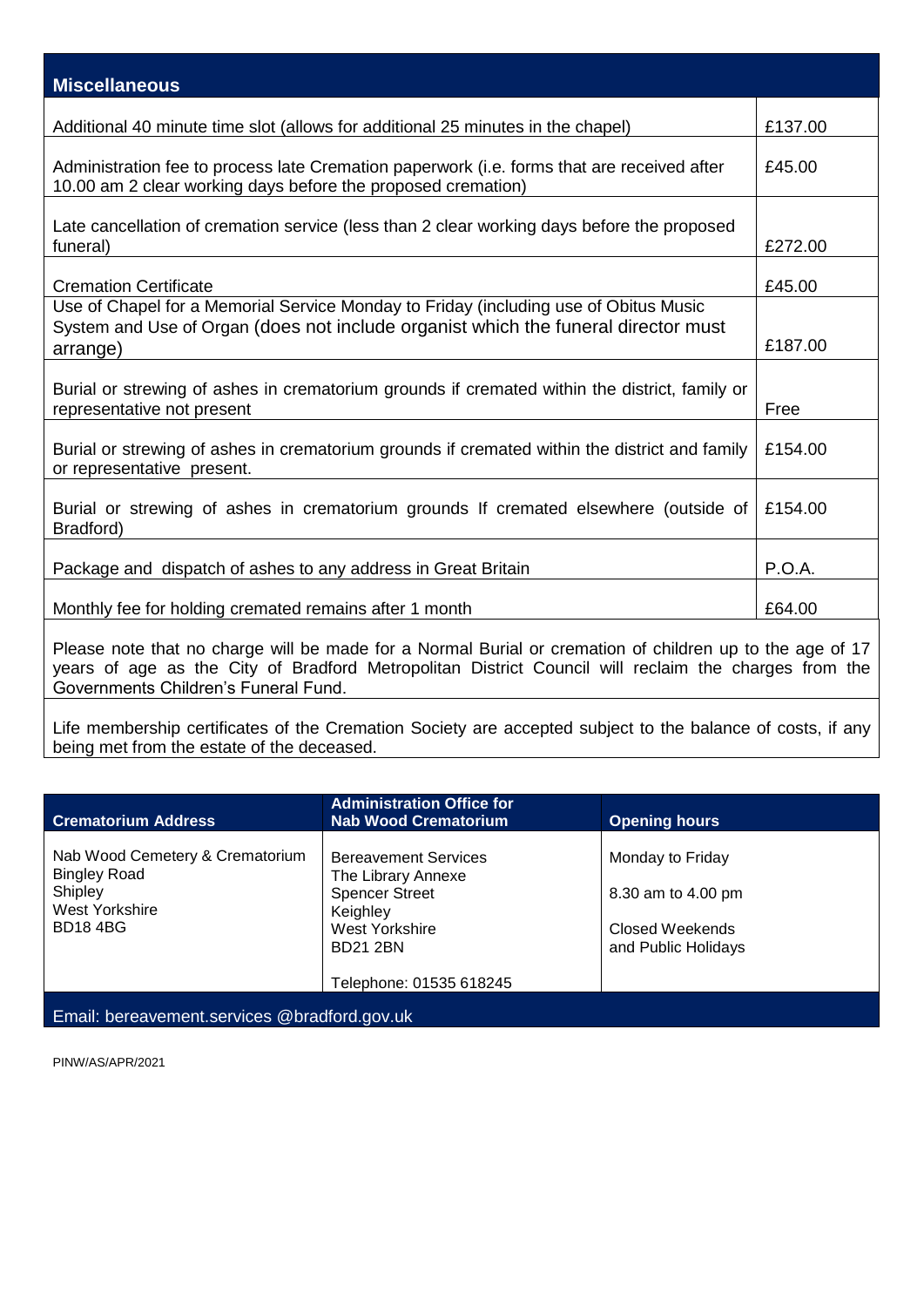| Miscellaneous | |
|---|---|
| Additional 40 minute time slot (allows for additional 25 minutes in the chapel) | £137.00 |
| Administration fee to process late Cremation paperwork (i.e. forms that are received after 10.00 am 2 clear working days before the proposed cremation) | £45.00 |
| Late cancellation of cremation service (less than 2 clear working days before the proposed funeral) | £272.00 |
| Cremation Certificate | £45.00 |
| Use of Chapel for a Memorial Service Monday to Friday (including use of Obitus Music System and Use of Organ (does not include organist which the funeral director must arrange) | £187.00 |
| Burial or strewing of ashes in crematorium grounds if cremated within the district, family or representative not present | Free |
| Burial or strewing of ashes in crematorium grounds if cremated within the district and family or representative present. | £154.00 |
| Burial or strewing of ashes in crematorium grounds If cremated elsewhere (outside of Bradford) | £154.00 |
| Package and dispatch of ashes to any address in Great Britain | P.O.A. |
| Monthly fee for holding cremated remains after 1 month | £64.00 |

Please note that no charge will be made for a Normal Burial or cremation of children up to the age of 17 years of age as the City of Bradford Metropolitan District Council will reclaim the charges from the Governments Children's Funeral Fund.

Life membership certificates of the Cremation Society are accepted subject to the balance of costs, if any being met from the estate of the deceased.

| Crematorium Address | Administration Office for Nab Wood Crematorium | Opening hours |
|---|---|---|
| Nab Wood Cemetery & Crematorium<br>Bingley Road<br>Shipley<br>West Yorkshire<br>BD18 4BG | Bereavement Services<br>The Library Annexe<br>Spencer Street<br>Keighley<br>West Yorkshire<br>BD21 2BN<br><br>Telephone: 01535 618245 | Monday to Friday<br><br>8.30 am to 4.00 pm<br><br>Closed Weekends and Public Holidays |

Email: bereavement.services @bradford.gov.uk

PINW/AS/APR/2021